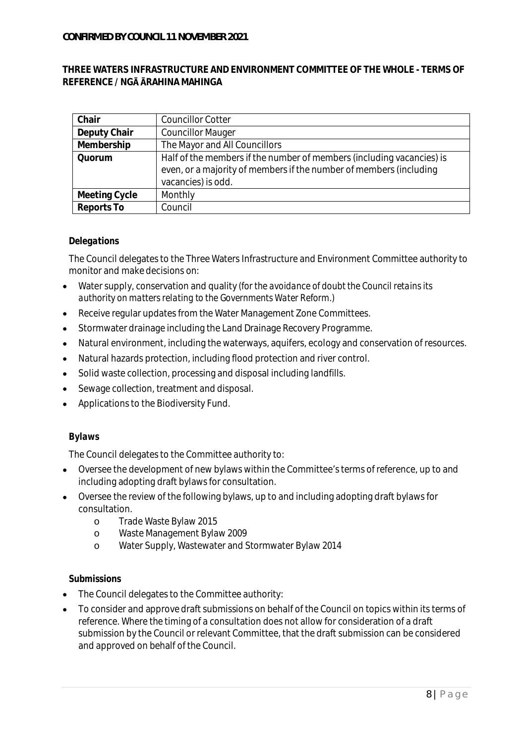**CONFIRMED BY COUNCIL 11 NOVEMBER 2021**

# THREE WATERS INFRASTRUCTURE AND ENVIRONMENT COMMITTEE OF THE WHOLE - TERMS OF REFERENCE / NGĀ ĀRAHINA MAHINGA

| | |
|---|---|
| **Chair** | Councillor Cotter |
| **Deputy Chair** | Councillor Mauger |
| **Membership** | The Mayor and All Councillors |
| **Quorum** | Half of the members if the number of members (including vacancies) is even, or a majority of members if the number of members (including vacancies) is odd. |
| **Meeting Cycle** | Monthly |
| **Reports To** | Council |

### Delegations

The Council delegates to the Three Waters Infrastructure and Environment Committee authority to monitor and make decisions on:

- Water supply, conservation and quality *(for the avoidance of doubt the Council retains its authority on matters relating to the Governments Water Reform.)*
- Receive regular updates from the Water Management Zone Committees.
- Stormwater drainage including the Land Drainage Recovery Programme.
- Natural environment, including the waterways, aquifers, ecology and conservation of resources.
- Natural hazards protection, including flood protection and river control.
- Solid waste collection, processing and disposal including landfills.
- Sewage collection, treatment and disposal.
- Applications to the Biodiversity Fund.

### Bylaws

The Council delegates to the Committee authority to:

- Oversee the development of new bylaws within the Committee's terms of reference, up to and including adopting draft bylaws for consultation.
- Oversee the review of the following bylaws, up to and including adopting draft bylaws for consultation.
    - Trade Waste Bylaw 2015
    - Waste Management Bylaw 2009
    - Water Supply, Wastewater and Stormwater Bylaw 2014

### Submissions

- The Council delegates to the Committee authority:
- To consider and approve draft submissions on behalf of the Council on topics within its terms of reference. Where the timing of a consultation does not allow for consideration of a draft submission by the Council or relevant Committee, that the draft submission can be considered and approved on behalf of the Council.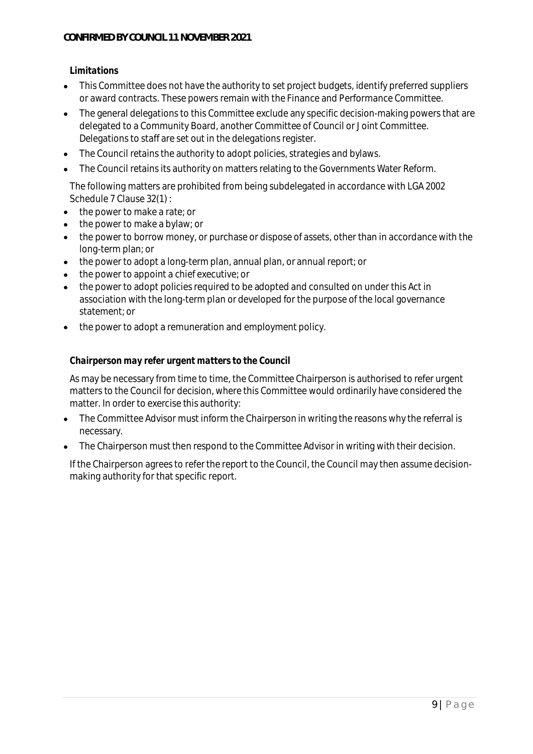**Limitations**

- This Committee does not have the authority to set project budgets, identify preferred suppliers or award contracts. These powers remain with the Finance and Performance Committee.
- The general delegations to this Committee exclude any specific decision-making powers that are delegated to a Community Board, another Committee of Council or Joint Committee. Delegations to staff are set out in the delegations register.
- The Council retains the authority to adopt policies, strategies and bylaws.
- The Council retains its authority on matters relating to the Governments Water Reform.

The following matters are prohibited from being subdelegated in accordance with LGA 2002 Schedule 7 Clause 32(1) :

- the power to make a rate; or
- the power to make a bylaw; or
- the power to borrow money, or purchase or dispose of assets, other than in accordance with the long-term plan; or
- the power to adopt a long-term plan, annual plan, or annual report; or
- the power to appoint a chief executive; or
- the power to adopt policies required to be adopted and consulted on under this Act in association with the long-term plan or developed for the purpose of the local governance statement; or
- the power to adopt a remuneration and employment policy.

**Chairperson may refer urgent matters to the Council**

As may be necessary from time to time, the Committee Chairperson is authorised to refer urgent matters to the Council for decision, where this Committee would ordinarily have considered the matter. In order to exercise this authority:

- The Committee Advisor must inform the Chairperson in writing the reasons why the referral is necessary.
- The Chairperson must then respond to the Committee Advisor in writing with their decision.

If the Chairperson agrees to refer the report to the Council, the Council may then assume decision-making authority for that specific report.